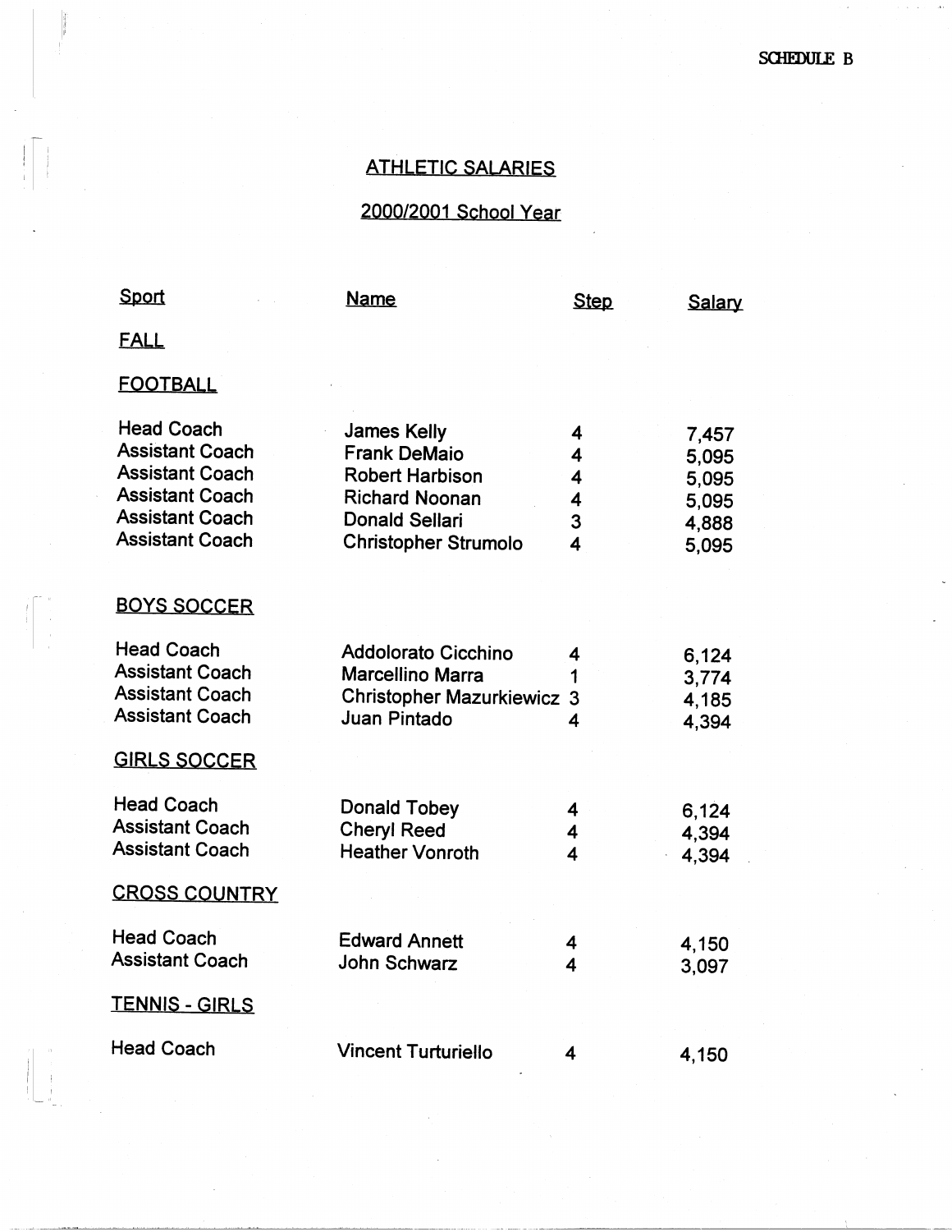SCHEDULE B

# ATHLETIC SALARIES

## 2000/2001 School Year

| Sport | Name | Step | Salary |
|---|---|---|---|
| **FALL** | | | |
| **FOOTBALL** | | | |
| Head Coach | James Kelly | 4 | 7,457 |
| Assistant Coach | Frank DeMaio | 4 | 5,095 |
| Assistant Coach | Robert Harbison | 4 | 5,095 |
| Assistant Coach | Richard Noonan | 4 | 5,095 |
| Assistant Coach | Donald Sellari | 3 | 4,888 |
| Assistant Coach | Christopher Strumolo | 4 | 5,095 |
| **BOYS SOCCER** | | | |
| Head Coach | Addolorato Cicchino | 4 | 6,124 |
| Assistant Coach | Marcellino Marra | 1 | 3,774 |
| Assistant Coach | Christopher Mazurkiewicz | 3 | 4,185 |
| Assistant Coach | Juan Pintado | 4 | 4,394 |
| **GIRLS SOCCER** | | | |
| Head Coach | Donald Tobey | 4 | 6,124 |
| Assistant Coach | Cheryl Reed | 4 | 4,394 |
| Assistant Coach | Heather Vonroth | 4 | 4,394 |
| **CROSS COUNTRY** | | | |
| Head Coach | Edward Annett | 4 | 4,150 |
| Assistant Coach | John Schwarz | 4 | 3,097 |
| **TENNIS - GIRLS** | | | |
| Head Coach | Vincent Turturiello | 4 | 4,150 |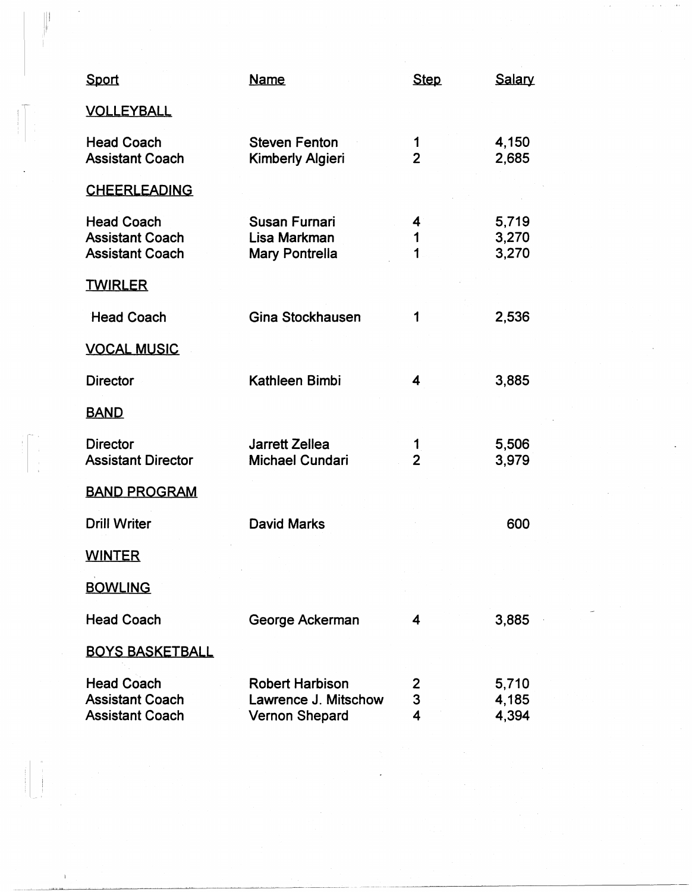| Sport | Name | Step | Salary |
|---|---|---|---|
| VOLLEYBALL | | | |
| Head Coach | Steven Fenton | 1 | 4,150 |
| Assistant Coach | Kimberly Algieri | 2 | 2,685 |
| CHEERLEADING | | | |
| Head Coach | Susan Furnari | 4 | 5,719 |
| Assistant Coach | Lisa Markman | 1 | 3,270 |
| Assistant Coach | Mary Pontrella | 1 | 3,270 |
| TWIRLER | | | |
| Head Coach | Gina Stockhausen | 1 | 2,536 |
| VOCAL MUSIC | | | |
| Director | Kathleen Bimbi | 4 | 3,885 |
| BAND | | | |
| Director | Jarrett Zellea | 1 | 5,506 |
| Assistant Director | Michael Cundari | 2 | 3,979 |
| BAND PROGRAM | | | |
| Drill Writer | David Marks | | 600 |
| WINTER | | | |
| BOWLING | | | |
| Head Coach | George Ackerman | 4 | 3,885 |
| BOYS BASKETBALL | | | |
| Head Coach | Robert Harbison | 2 | 5,710 |
| Assistant Coach | Lawrence J. Mitschow | 3 | 4,185 |
| Assistant Coach | Vernon Shepard | 4 | 4,394 |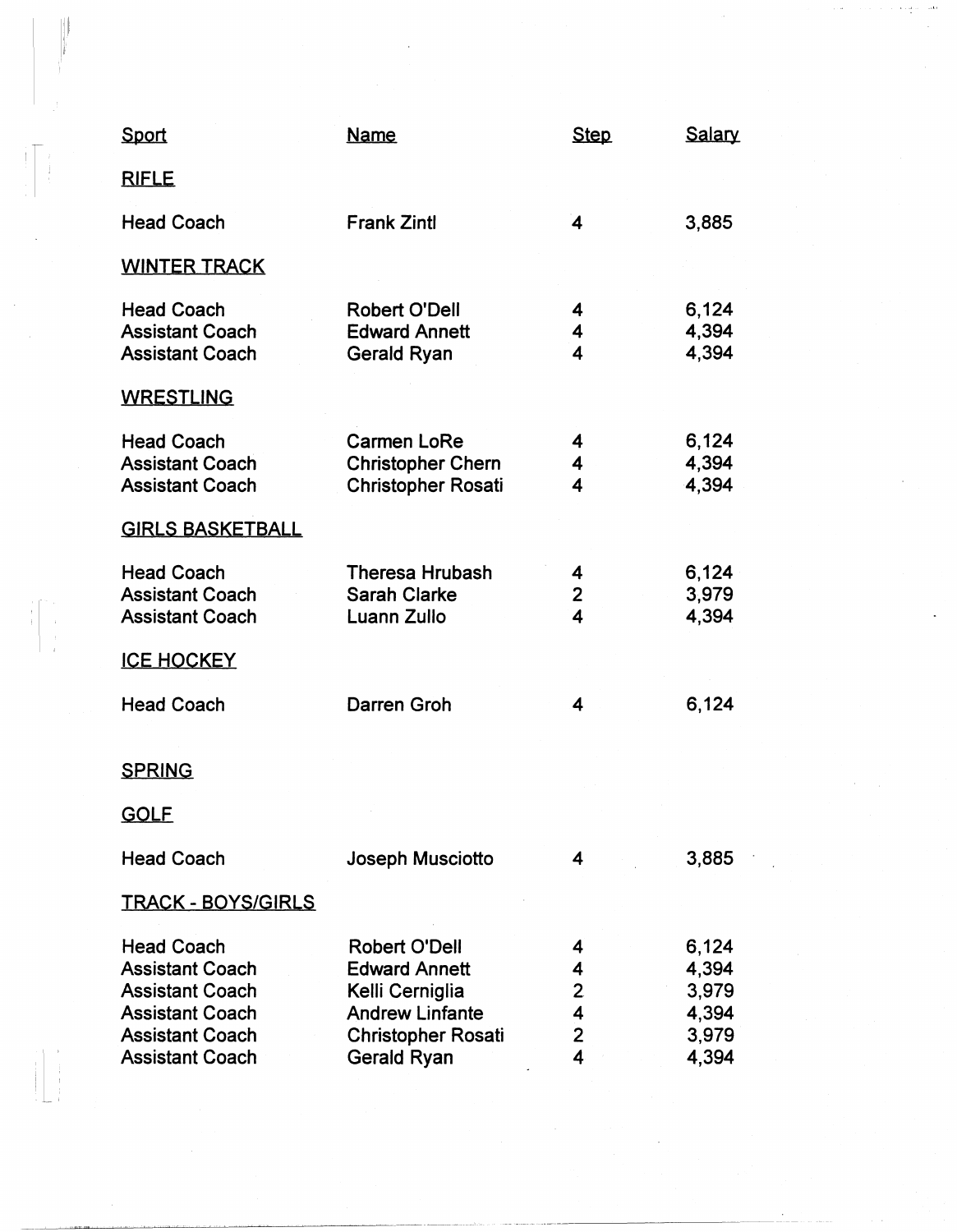| Sport | Name | Step | Salary |
|---|---|---|---|
| **RIFLE** | | | |
| Head Coach | Frank Zintl | 4 | 3,885 |
| **WINTER TRACK** | | | |
| Head Coach | Robert O'Dell | 4 | 6,124 |
| Assistant Coach | Edward Annett | 4 | 4,394 |
| Assistant Coach | Gerald Ryan | 4 | 4,394 |
| **WRESTLING** | | | |
| Head Coach | Carmen LoRe | 4 | 6,124 |
| Assistant Coach | Christopher Chern | 4 | 4,394 |
| Assistant Coach | Christopher Rosati | 4 | 4,394 |
| **GIRLS BASKETBALL** | | | |
| Head Coach | Theresa Hrubash | 4 | 6,124 |
| Assistant Coach | Sarah Clarke | 2 | 3,979 |
| Assistant Coach | Luann Zullo | 4 | 4,394 |
| **ICE HOCKEY** | | | |
| Head Coach | Darren Groh | 4 | 6,124 |
| **SPRING** | | | |
| **GOLF** | | | |
| Head Coach | Joseph Musciotto | 4 | 3,885 |
| **TRACK - BOYS/GIRLS** | | | |
| Head Coach | Robert O'Dell | 4 | 6,124 |
| Assistant Coach | Edward Annett | 4 | 4,394 |
| Assistant Coach | Kelli Cerniglia | 2 | 3,979 |
| Assistant Coach | Andrew Linfante | 4 | 4,394 |
| Assistant Coach | Christopher Rosati | 2 | 3,979 |
| Assistant Coach | Gerald Ryan | 4 | 4,394 |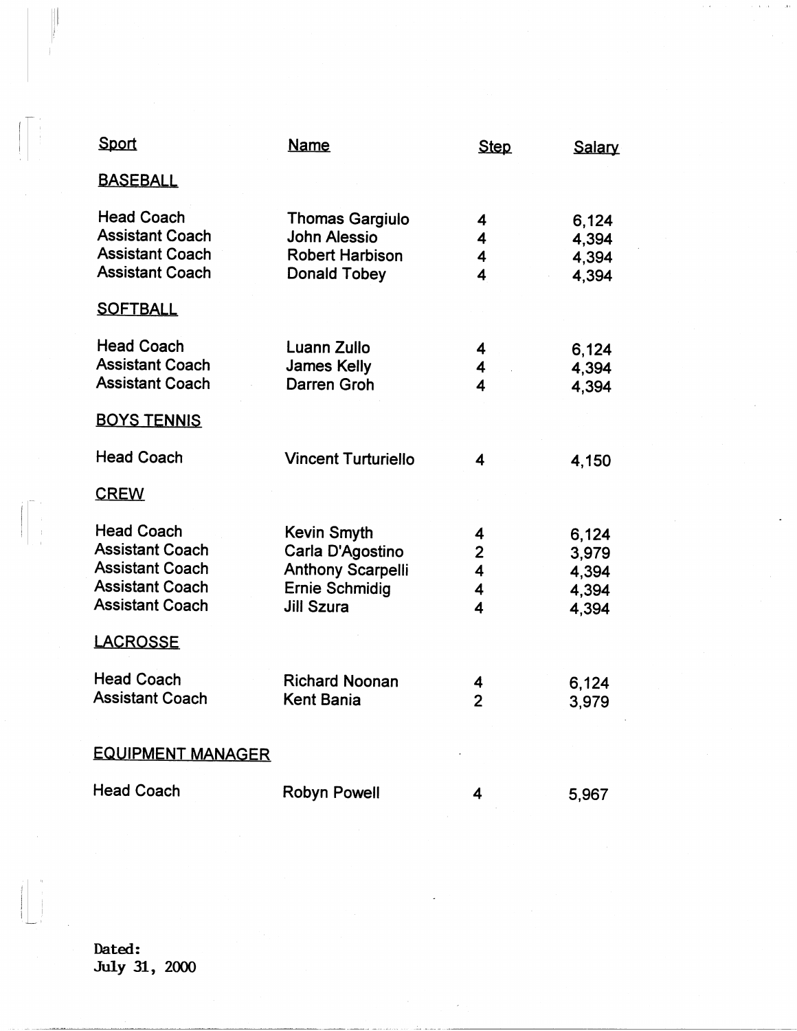| Sport | Name | Step | Salary |
|---|---|---|---|
| **BASEBALL** | | | |
| Head Coach | Thomas Gargiulo | 4 | 6,124 |
| Assistant Coach | John Alessio | 4 | 4,394 |
| Assistant Coach | Robert Harbison | 4 | 4,394 |
| Assistant Coach | Donald Tobey | 4 | 4,394 |
| **SOFTBALL** | | | |
| Head Coach | Luann Zullo | 4 | 6,124 |
| Assistant Coach | James Kelly | 4 | 4,394 |
| Assistant Coach | Darren Groh | 4 | 4,394 |
| **BOYS TENNIS** | | | |
| Head Coach | Vincent Turturiello | 4 | 4,150 |
| **CREW** | | | |
| Head Coach | Kevin Smyth | 4 | 6,124 |
| Assistant Coach | Carla D'Agostino | 2 | 3,979 |
| Assistant Coach | Anthony Scarpelli | 4 | 4,394 |
| Assistant Coach | Ernie Schmidig | 4 | 4,394 |
| Assistant Coach | Jill Szura | 4 | 4,394 |
| **LACROSSE** | | | |
| Head Coach | Richard Noonan | 4 | 6,124 |
| Assistant Coach | Kent Bania | 2 | 3,979 |
| **EQUIPMENT MANAGER** | | | |
| Head Coach | Robyn Powell | 4 | 5,967 |

Dated:
July 31, 2000